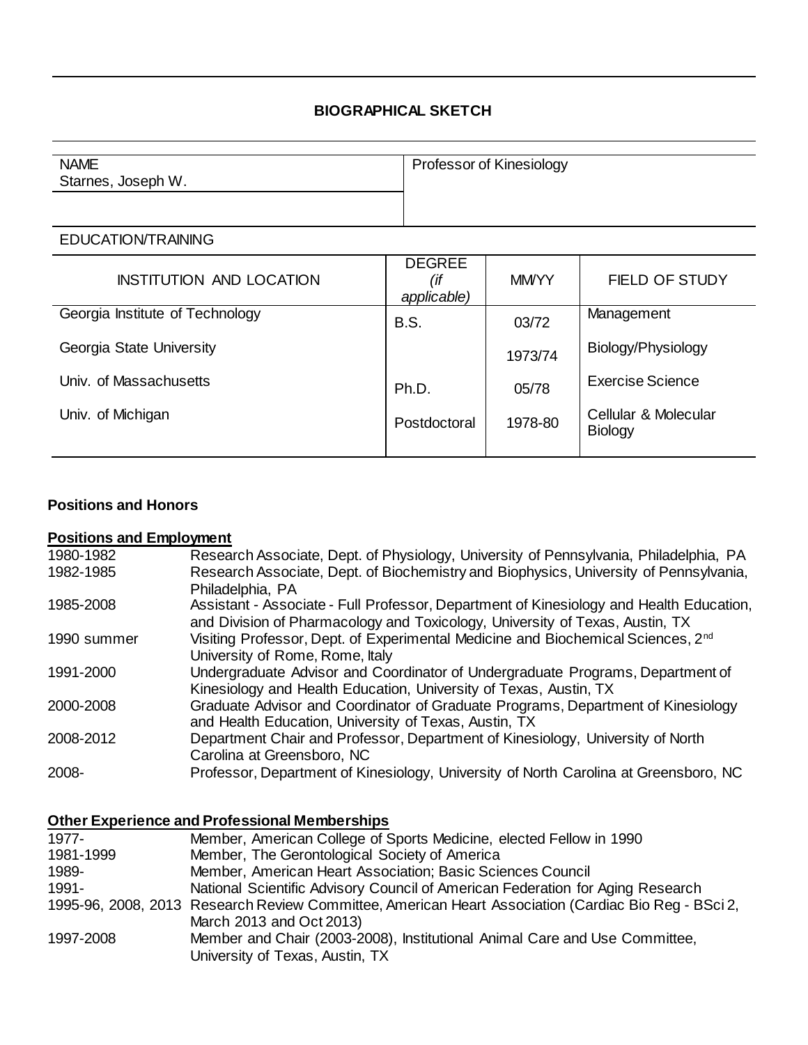# BIOGRAPHICAL SKETCH

| NAME | Professor of Kinesiology |
| --- | --- |
| Starnes, Joseph W. | |

EDUCATION/TRAINING

| INSTITUTION AND LOCATION | DEGREE *(if applicable)* | MM/YY | FIELD OF STUDY |
| --- | --- | --- | --- |
| Georgia Institute of Technology | B.S. | 03/72 | Management |
| Georgia State University | | 1973/74 | Biology/Physiology |
| Univ. of Massachusetts | Ph.D. | 05/78 | Exercise Science |
| Univ. of Michigan | Postdoctoral | 1978-80 | Cellular & Molecular Biology |

**Positions and Honors**

**Positions and Employment**

| | |
| --- | --- |
| 1980-1982 | Research Associate, Dept. of Physiology, University of Pennsylvania, Philadelphia, PA |
| 1982-1985 | Research Associate, Dept. of Biochemistry and Biophysics, University of Pennsylvania, Philadelphia, PA |
| 1985-2008 | Assistant - Associate - Full Professor, Department of Kinesiology and Health Education, and Division of Pharmacology and Toxicology, University of Texas, Austin, TX |
| 1990 summer | Visiting Professor, Dept. of Experimental Medicine and Biochemical Sciences, 2nd University of Rome, Rome, Italy |
| 1991-2000 | Undergraduate Advisor and Coordinator of Undergraduate Programs, Department of Kinesiology and Health Education, University of Texas, Austin, TX |
| 2000-2008 | Graduate Advisor and Coordinator of Graduate Programs, Department of Kinesiology and Health Education, University of Texas, Austin, TX |
| 2008-2012 | Department Chair and Professor, Department of Kinesiology, University of North Carolina at Greensboro, NC |
| 2008- | Professor, Department of Kinesiology, University of North Carolina at Greensboro, NC |

**Other Experience and Professional Memberships**

| | |
| --- | --- |
| 1977- | Member, American College of Sports Medicine, elected Fellow in 1990 |
| 1981-1999 | Member, The Gerontological Society of America |
| 1989- | Member, American Heart Association; Basic Sciences Council |
| 1991- | National Scientific Advisory Council of American Federation for Aging Research |
| 1995-96, 2008, 2013 | Research Review Committee, American Heart Association (Cardiac Bio Reg - BSci 2, March 2013 and Oct 2013) |
| 1997-2008 | Member and Chair (2003-2008), Institutional Animal Care and Use Committee, University of Texas, Austin, TX |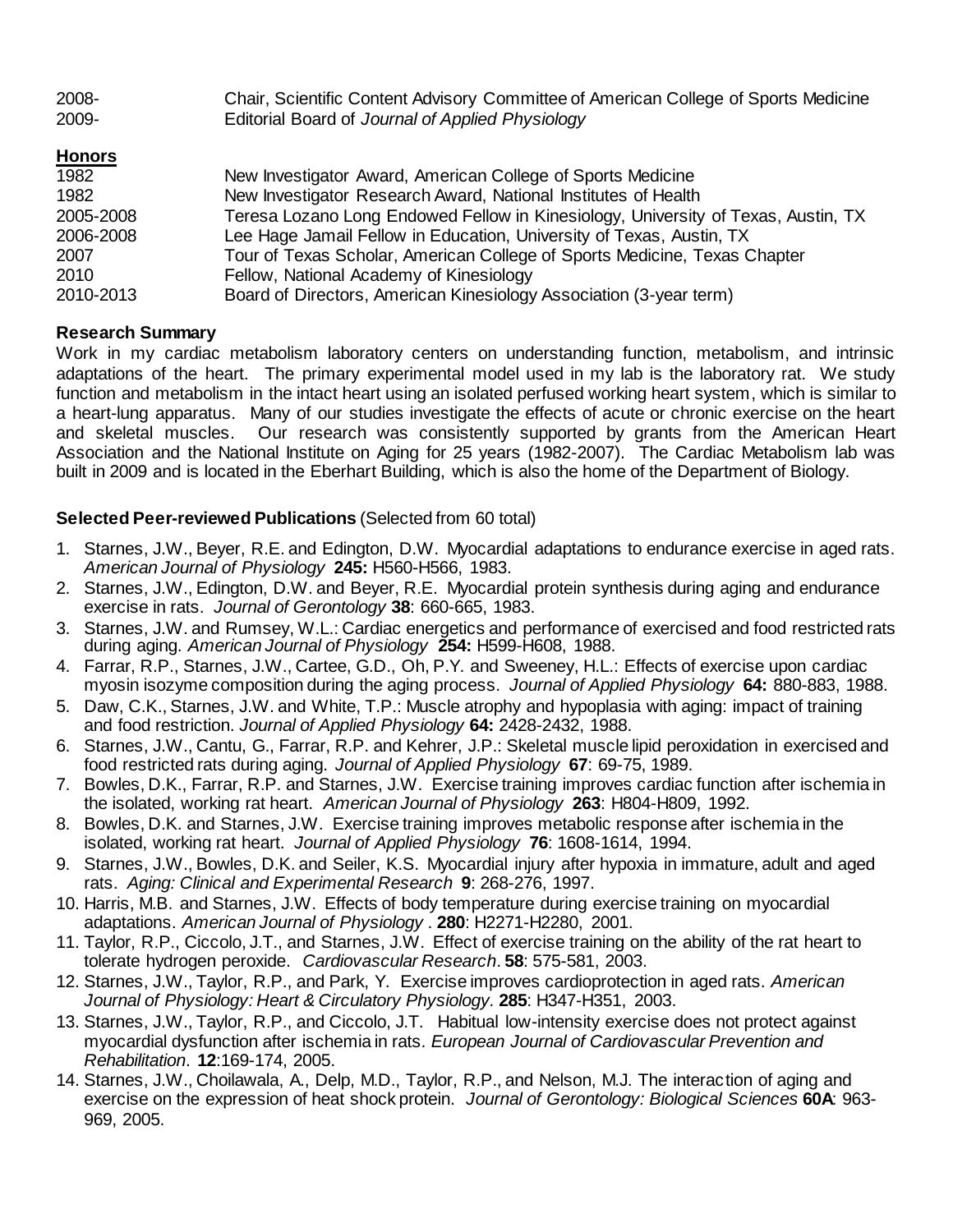| | |
|---|---|
| 2008- | Chair, Scientific Content Advisory Committee of American College of Sports Medicine |
| 2009- | Editorial Board of *Journal of Applied Physiology* |

**Honors**

| | |
|---|---|
| 1982 | New Investigator Award, American College of Sports Medicine |
| 1982 | New Investigator Research Award, National Institutes of Health |
| 2005-2008 | Teresa Lozano Long Endowed Fellow in Kinesiology, University of Texas, Austin, TX |
| 2006-2008 | Lee Hage Jamail Fellow in Education, University of Texas, Austin, TX |
| 2007 | Tour of Texas Scholar, American College of Sports Medicine, Texas Chapter |
| 2010 | Fellow, National Academy of Kinesiology |
| 2010-2013 | Board of Directors, American Kinesiology Association (3-year term) |

**Research Summary**

Work in my cardiac metabolism laboratory centers on understanding function, metabolism, and intrinsic adaptations of the heart. The primary experimental model used in my lab is the laboratory rat. We study function and metabolism in the intact heart using an isolated perfused working heart system, which is similar to a heart-lung apparatus. Many of our studies investigate the effects of acute or chronic exercise on the heart and skeletal muscles. Our research was consistently supported by grants from the American Heart Association and the National Institute on Aging for 25 years (1982-2007). The Cardiac Metabolism lab was built in 2009 and is located in the Eberhart Building, which is also the home of the Department of Biology.

**Selected Peer-reviewed Publications** (Selected from 60 total)

1. Starnes, J.W., Beyer, R.E. and Edington, D.W. Myocardial adaptations to endurance exercise in aged rats. *American Journal of Physiology* **245:** H560-H566, 1983.
2. Starnes, J.W., Edington, D.W. and Beyer, R.E. Myocardial protein synthesis during aging and endurance exercise in rats. *Journal of Gerontology* **38**: 660-665, 1983.
3. Starnes, J.W. and Rumsey, W.L.: Cardiac energetics and performance of exercised and food restricted rats during aging. *American Journal of Physiology* **254:** H599-H608, 1988.
4. Farrar, R.P., Starnes, J.W., Cartee, G.D., Oh, P.Y. and Sweeney, H.L.: Effects of exercise upon cardiac myosin isozyme composition during the aging process. *Journal of Applied Physiology* **64:** 880-883, 1988.
5. Daw, C.K., Starnes, J.W. and White, T.P.: Muscle atrophy and hypoplasia with aging: impact of training and food restriction. *Journal of Applied Physiology* **64:** 2428-2432, 1988.
6. Starnes, J.W., Cantu, G., Farrar, R.P. and Kehrer, J.P.: Skeletal muscle lipid peroxidation in exercised and food restricted rats during aging. *Journal of Applied Physiology* **67**: 69-75, 1989.
7. Bowles, D.K., Farrar, R.P. and Starnes, J.W. Exercise training improves cardiac function after ischemia in the isolated, working rat heart. *American Journal of Physiology* **263**: H804-H809, 1992.
8. Bowles, D.K. and Starnes, J.W. Exercise training improves metabolic response after ischemia in the isolated, working rat heart. *Journal of Applied Physiology* **76**: 1608-1614, 1994.
9. Starnes, J.W., Bowles, D.K. and Seiler, K.S. Myocardial injury after hypoxia in immature, adult and aged rats. *Aging: Clinical and Experimental Research* **9**: 268-276, 1997.
10. Harris, M.B. and Starnes, J.W. Effects of body temperature during exercise training on myocardial adaptations. *American Journal of Physiology* . **280**: H2271-H2280, 2001.
11. Taylor, R.P., Ciccolo, J.T., and Starnes, J.W. Effect of exercise training on the ability of the rat heart to tolerate hydrogen peroxide. *Cardiovascular Research*. **58**: 575-581, 2003.
12. Starnes, J.W., Taylor, R.P., and Park, Y. Exercise improves cardioprotection in aged rats. *American Journal of Physiology: Heart & Circulatory Physiology.* **285**: H347-H351, 2003.
13. Starnes, J.W., Taylor, R.P., and Ciccolo, J.T. Habitual low-intensity exercise does not protect against myocardial dysfunction after ischemia in rats. *European Journal of Cardiovascular Prevention and Rehabilitation*. **12**:169-174, 2005.
14. Starnes, J.W., Choilawala, A., Delp, M.D., Taylor, R.P., and Nelson, M.J. The interaction of aging and exercise on the expression of heat shock protein. *Journal of Gerontology: Biological Sciences* **60A**: 963-969, 2005.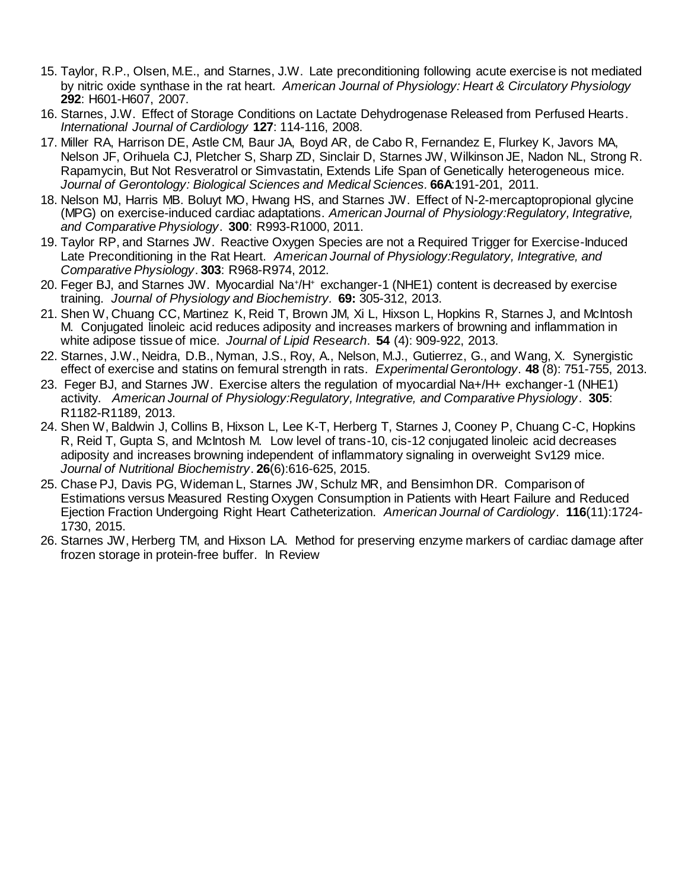15. Taylor, R.P., Olsen, M.E., and Starnes, J.W. Late preconditioning following acute exercise is not mediated by nitric oxide synthase in the rat heart. *American Journal of Physiology: Heart & Circulatory Physiology* **292**: H601-H607, 2007.
16. Starnes, J.W. Effect of Storage Conditions on Lactate Dehydrogenase Released from Perfused Hearts. *International Journal of Cardiology* **127**: 114-116, 2008.
17. Miller RA, Harrison DE, Astle CM, Baur JA, Boyd AR, de Cabo R, Fernandez E, Flurkey K, Javors MA, Nelson JF, Orihuela CJ, Pletcher S, Sharp ZD, Sinclair D, Starnes JW, Wilkinson JE, Nadon NL, Strong R. Rapamycin, But Not Resveratrol or Simvastatin, Extends Life Span of Genetically heterogeneous mice. *Journal of Gerontology: Biological Sciences and Medical Sciences.* **66A**:191-201, 2011.
18. Nelson MJ, Harris MB. Boluyt MO, Hwang HS, and Starnes JW. Effect of N-2-mercaptopropional glycine (MPG) on exercise-induced cardiac adaptations. *American Journal of Physiology:Regulatory, Integrative, and Comparative Physiology*. **300**: R993-R1000, 2011.
19. Taylor RP, and Starnes JW. Reactive Oxygen Species are not a Required Trigger for Exercise-Induced Late Preconditioning in the Rat Heart. *American Journal of Physiology:Regulatory, Integrative, and Comparative Physiology*. **303**: R968-R974, 2012.
20. Feger BJ, and Starnes JW. Myocardial $Na^+/H^+$ exchanger-1 (NHE1) content is decreased by exercise training. *Journal of Physiology and Biochemistry.* **69:** 305-312, 2013.
21. Shen W, Chuang CC, Martinez K, Reid T, Brown JM, Xi L, Hixson L, Hopkins R, Starnes J, and McIntosh M. Conjugated linoleic acid reduces adiposity and increases markers of browning and inflammation in white adipose tissue of mice. *Journal of Lipid Research*. **54** (4): 909-922, 2013.
22. Starnes, J.W., Neidra, D.B., Nyman, J.S., Roy, A., Nelson, M.J., Gutierrez, G., and Wang, X. Synergistic effect of exercise and statins on femural strength in rats. *Experimental Gerontology*. **48** (8): 751-755, 2013.
23. Feger BJ, and Starnes JW. Exercise alters the regulation of myocardial Na+/H+ exchanger-1 (NHE1) activity. *American Journal of Physiology:Regulatory, Integrative, and Comparative Physiology*. **305**: R1182-R1189, 2013.
24. Shen W, Baldwin J, Collins B, Hixson L, Lee K-T, Herberg T, Starnes J, Cooney P, Chuang C-C, Hopkins R, Reid T, Gupta S, and McIntosh M. Low level of trans-10, cis-12 conjugated linoleic acid decreases adiposity and increases browning independent of inflammatory signaling in overweight Sv129 mice. *Journal of Nutritional Biochemistry*. **26**(6):616-625, 2015.
25. Chase PJ, Davis PG, Wideman L, Starnes JW, Schulz MR, and Bensimhon DR. Comparison of Estimations versus Measured Resting Oxygen Consumption in Patients with Heart Failure and Reduced Ejection Fraction Undergoing Right Heart Catheterization. *American Journal of Cardiology*. **116**(11):1724-1730, 2015.
26. Starnes JW, Herberg TM, and Hixson LA. Method for preserving enzyme markers of cardiac damage after frozen storage in protein-free buffer. In Review